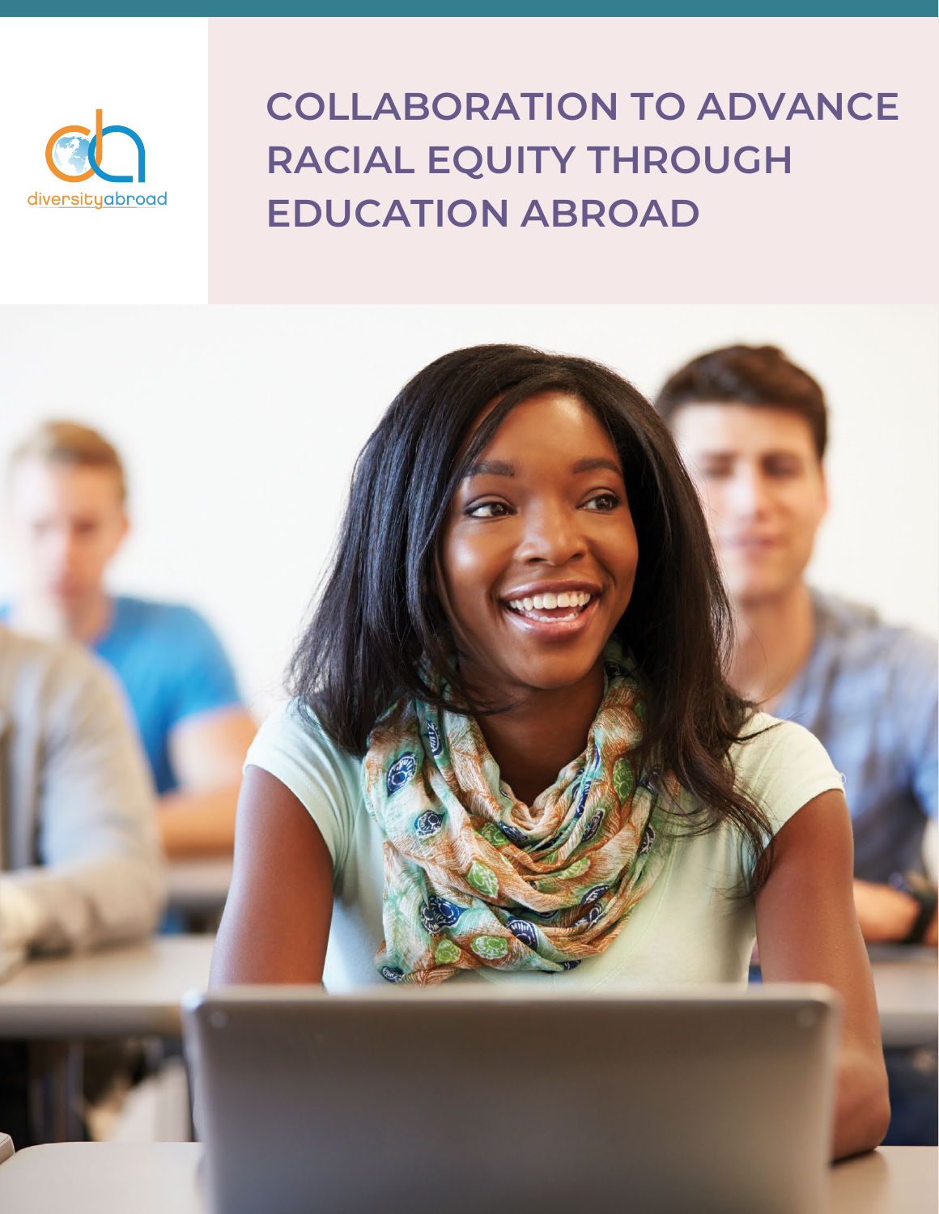diversityabroad

# COLLABORATION TO ADVANCE RACIAL EQUITY THROUGH EDUCATION ABROAD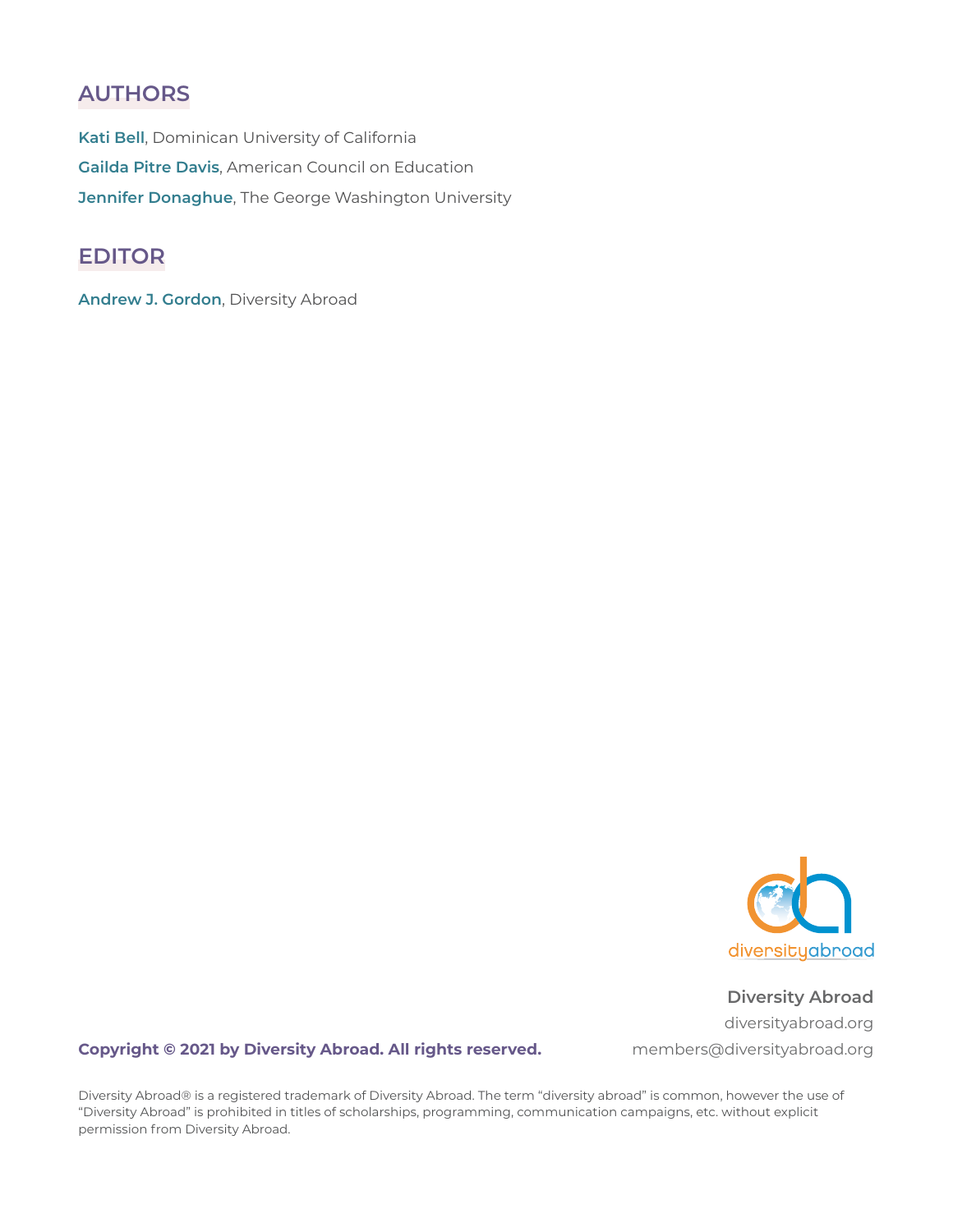## AUTHORS

**Kati Bell**, Dominican University of California

**Gailda Pitre Davis**, American Council on Education

**Jennifer Donaghue**, The George Washington University

## EDITOR

**Andrew J. Gordon**, Diversity Abroad

**Diversity Abroad**
diversityabroad.org
members@diversityabroad.org

**Copyright © 2021 by Diversity Abroad. All rights reserved.**

Diversity Abroad® is a registered trademark of Diversity Abroad. The term "diversity abroad" is common, however the use of "Diversity Abroad" is prohibited in titles of scholarships, programming, communication campaigns, etc. without explicit permission from Diversity Abroad.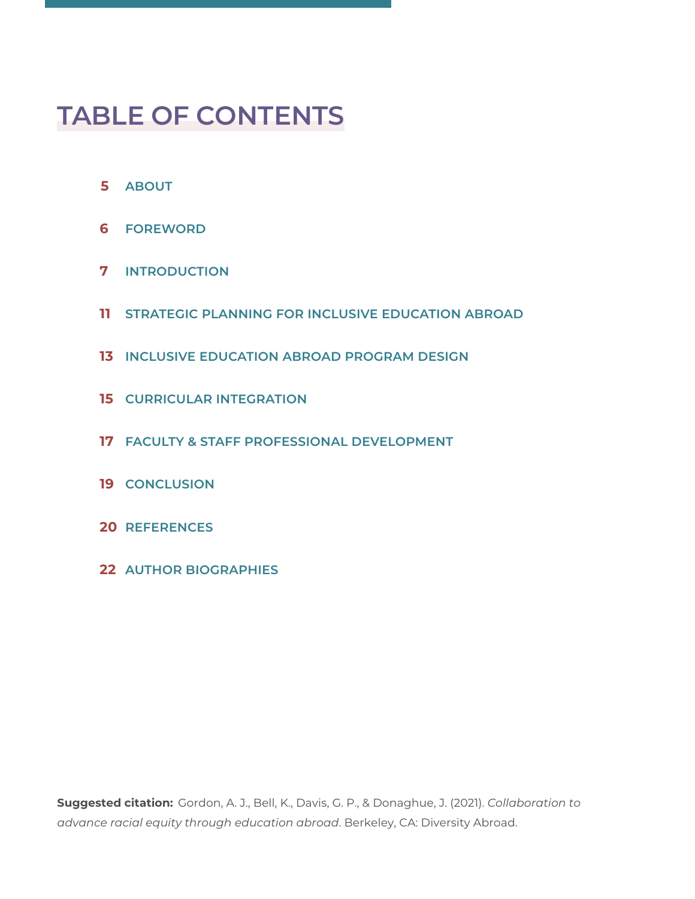# TABLE OF CONTENTS

- **5** ABOUT
- **6** FOREWORD
- **7** INTRODUCTION
- **11** STRATEGIC PLANNING FOR INCLUSIVE EDUCATION ABROAD
- **13** INCLUSIVE EDUCATION ABROAD PROGRAM DESIGN
- **15** CURRICULAR INTEGRATION
- **17** FACULTY & STAFF PROFESSIONAL DEVELOPMENT
- **19** CONCLUSION
- **20** REFERENCES
- **22** AUTHOR BIOGRAPHIES

**Suggested citation:** Gordon, A. J., Bell, K., Davis, G. P., & Donaghue, J. (2021). *Collaboration to advance racial equity through education abroad*. Berkeley, CA: Diversity Abroad.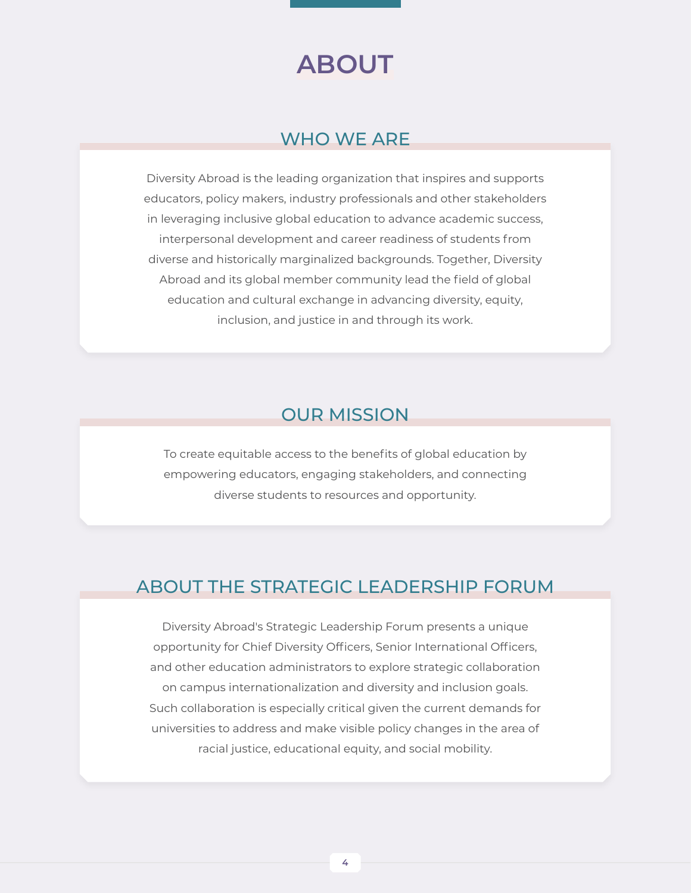# ABOUT

## WHO WE ARE

Diversity Abroad is the leading organization that inspires and supports educators, policy makers, industry professionals and other stakeholders in leveraging inclusive global education to advance academic success, interpersonal development and career readiness of students from diverse and historically marginalized backgrounds. Together, Diversity Abroad and its global member community lead the field of global education and cultural exchange in advancing diversity, equity, inclusion, and justice in and through its work.

## OUR MISSION

To create equitable access to the benefits of global education by empowering educators, engaging stakeholders, and connecting diverse students to resources and opportunity.

## ABOUT THE STRATEGIC LEADERSHIP FORUM

Diversity Abroad's Strategic Leadership Forum presents a unique opportunity for Chief Diversity Officers, Senior International Officers, and other education administrators to explore strategic collaboration on campus internationalization and diversity and inclusion goals. Such collaboration is especially critical given the current demands for universities to address and make visible policy changes in the area of racial justice, educational equity, and social mobility.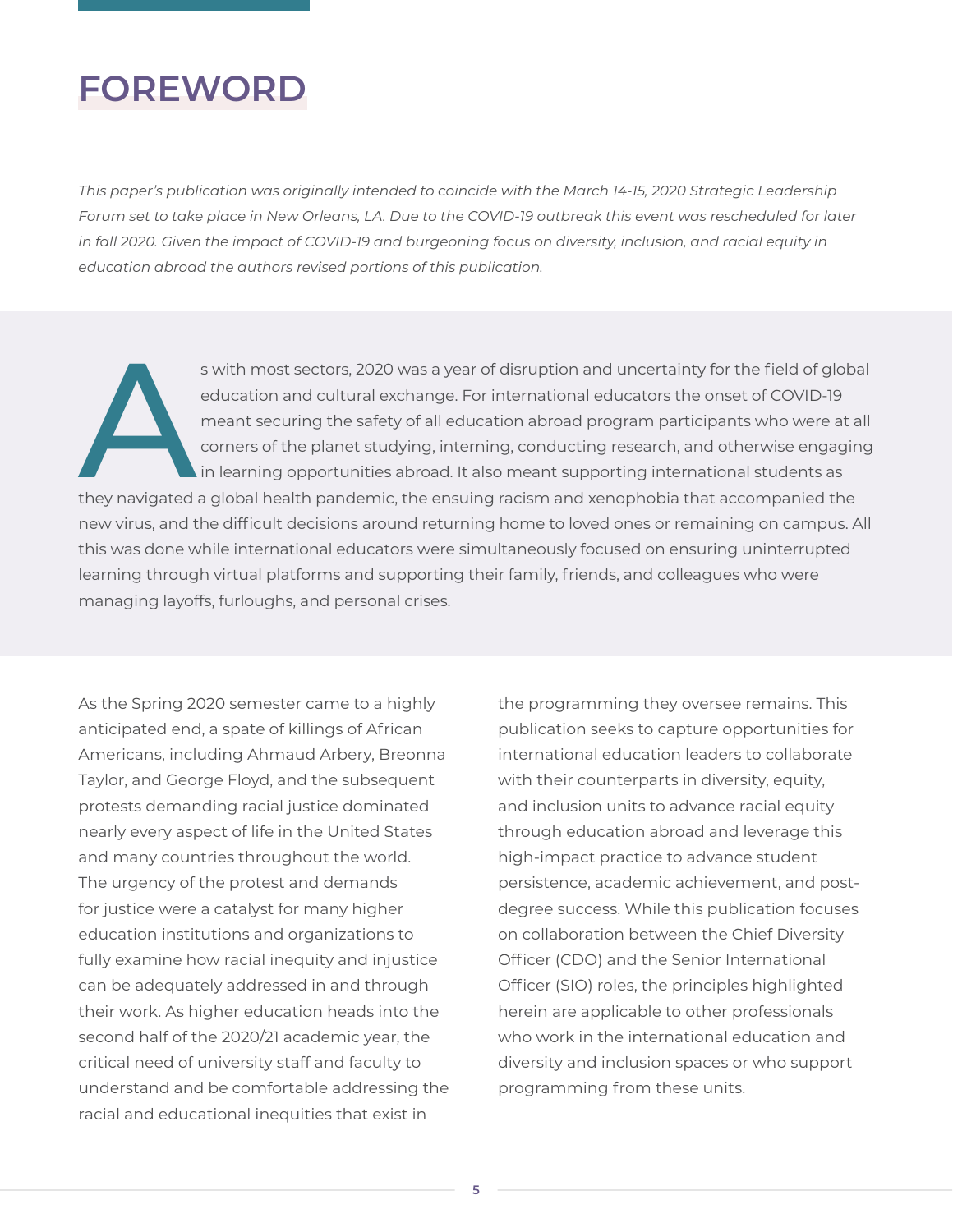# FOREWORD

*This paper's publication was originally intended to coincide with the March 14-15, 2020 Strategic Leadership Forum set to take place in New Orleans, LA. Due to the COVID-19 outbreak this event was rescheduled for later in fall 2020. Given the impact of COVID-19 and burgeoning focus on diversity, inclusion, and racial equity in education abroad the authors revised portions of this publication.*

As with most sectors, 2020 was a year of disruption and uncertainty for the field of global education and cultural exchange. For international educators the onset of COVID-19 meant securing the safety of all education abroad program participants who were at all corners of the planet studying, interning, conducting research, and otherwise engaging in learning opportunities abroad. It also meant supporting international students as they navigated a global health pandemic, the ensuing racism and xenophobia that accompanied the new virus, and the difficult decisions around returning home to loved ones or remaining on campus. All this was done while international educators were simultaneously focused on ensuring uninterrupted learning through virtual platforms and supporting their family, friends, and colleagues who were managing layoffs, furloughs, and personal crises.

As the Spring 2020 semester came to a highly anticipated end, a spate of killings of African Americans, including Ahmaud Arbery, Breonna Taylor, and George Floyd, and the subsequent protests demanding racial justice dominated nearly every aspect of life in the United States and many countries throughout the world. The urgency of the protest and demands for justice were a catalyst for many higher education institutions and organizations to fully examine how racial inequity and injustice can be adequately addressed in and through their work. As higher education heads into the second half of the 2020/21 academic year, the critical need of university staff and faculty to understand and be comfortable addressing the racial and educational inequities that exist in the programming they oversee remains. This publication seeks to capture opportunities for international education leaders to collaborate with their counterparts in diversity, equity, and inclusion units to advance racial equity through education abroad and leverage this high-impact practice to advance student persistence, academic achievement, and post-degree success. While this publication focuses on collaboration between the Chief Diversity Officer (CDO) and the Senior International Officer (SIO) roles, the principles highlighted herein are applicable to other professionals who work in the international education and diversity and inclusion spaces or who support programming from these units.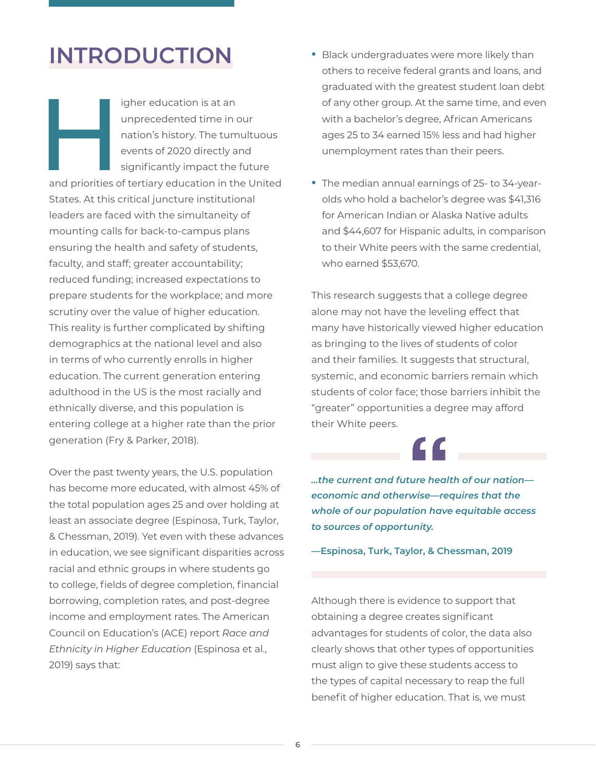# INTRODUCTION

Higher education is at an unprecedented time in our nation's history. The tumultuous events of 2020 directly and significantly impact the future and priorities of tertiary education in the United States. At this critical juncture institutional leaders are faced with the simultaneity of mounting calls for back-to-campus plans ensuring the health and safety of students, faculty, and staff; greater accountability; reduced funding; increased expectations to prepare students for the workplace; and more scrutiny over the value of higher education. This reality is further complicated by shifting demographics at the national level and also in terms of who currently enrolls in higher education. The current generation entering adulthood in the US is the most racially and ethnically diverse, and this population is entering college at a higher rate than the prior generation (Fry & Parker, 2018).

Over the past twenty years, the U.S. population has become more educated, with almost 45% of the total population ages 25 and over holding at least an associate degree (Espinosa, Turk, Taylor, & Chessman, 2019). Yet even with these advances in education, we see significant disparities across racial and ethnic groups in where students go to college, fields of degree completion, financial borrowing, completion rates, and post-degree income and employment rates. The American Council on Education's (ACE) report *Race and Ethnicity in Higher Education* (Espinosa et al., 2019) says that:

- Black undergraduates were more likely than others to receive federal grants and loans, and graduated with the greatest student loan debt of any other group. At the same time, and even with a bachelor's degree, African Americans ages 25 to 34 earned 15% less and had higher unemployment rates than their peers.
- The median annual earnings of 25- to 34-year-olds who hold a bachelor's degree was $41,316 for American Indian or Alaska Native adults and $44,607 for Hispanic adults, in comparison to their White peers with the same credential, who earned $53,670.

This research suggests that a college degree alone may not have the leveling effect that many have historically viewed higher education as bringing to the lives of students of color and their families. It suggests that structural, systemic, and economic barriers remain which students of color face; those barriers inhibit the "greater" opportunities a degree may afford their White peers.

> ***...the current and future health of our nation—economic and otherwise—requires that the whole of our population have equitable access to sources of opportunity.***
>
> **—Espinosa, Turk, Taylor, & Chessman, 2019**

Although there is evidence to support that obtaining a degree creates significant advantages for students of color, the data also clearly shows that other types of opportunities must align to give these students access to the types of capital necessary to reap the full benefit of higher education. That is, we must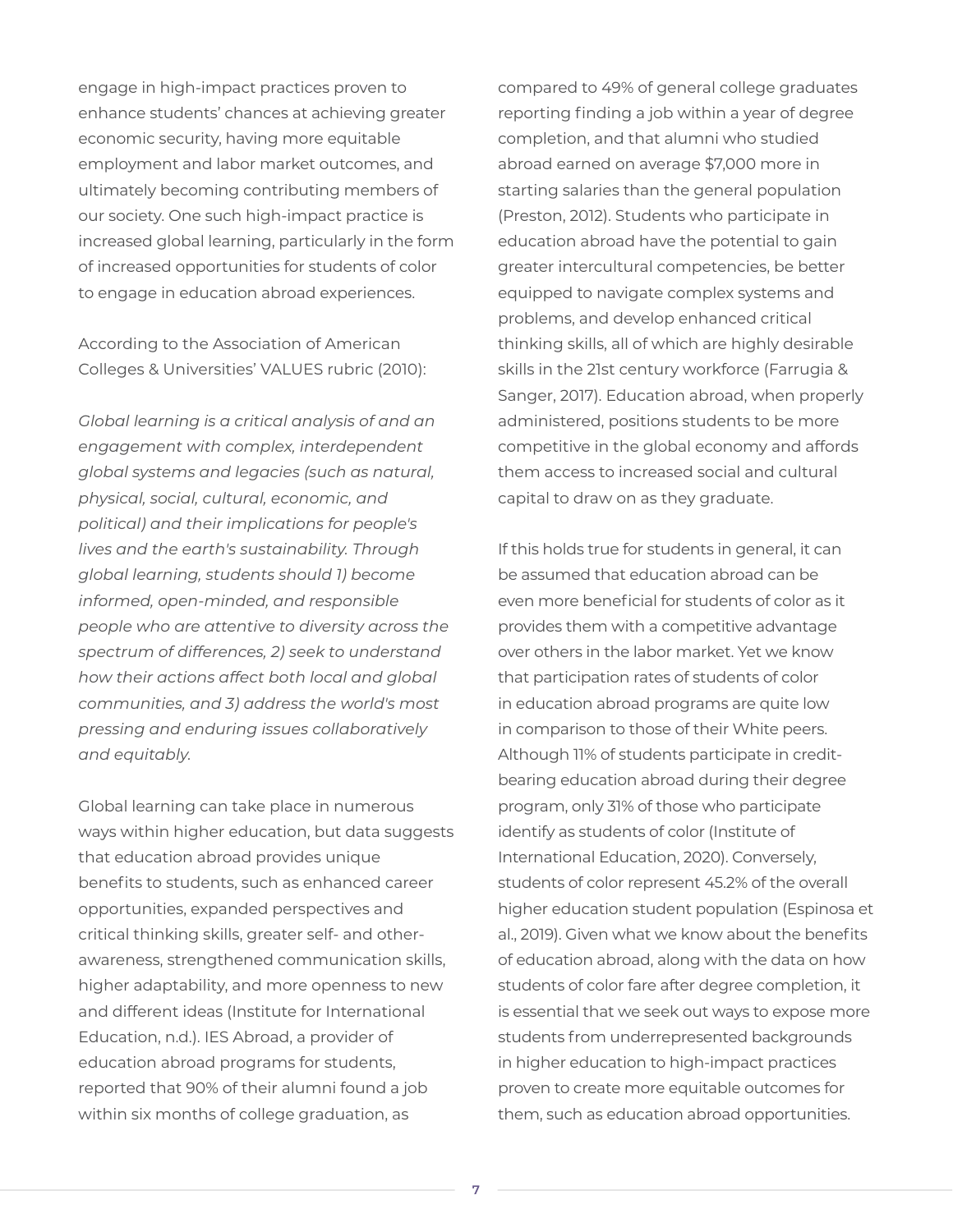engage in high-impact practices proven to enhance students' chances at achieving greater economic security, having more equitable employment and labor market outcomes, and ultimately becoming contributing members of our society. One such high-impact practice is increased global learning, particularly in the form of increased opportunities for students of color to engage in education abroad experiences.

According to the Association of American Colleges & Universities' VALUES rubric (2010):

*Global learning is a critical analysis of and an engagement with complex, interdependent global systems and legacies (such as natural, physical, social, cultural, economic, and political) and their implications for people's lives and the earth's sustainability. Through global learning, students should 1) become informed, open-minded, and responsible people who are attentive to diversity across the spectrum of differences, 2) seek to understand how their actions affect both local and global communities, and 3) address the world's most pressing and enduring issues collaboratively and equitably.*

Global learning can take place in numerous ways within higher education, but data suggests that education abroad provides unique benefits to students, such as enhanced career opportunities, expanded perspectives and critical thinking skills, greater self- and other-awareness, strengthened communication skills, higher adaptability, and more openness to new and different ideas (Institute for International Education, n.d.). IES Abroad, a provider of education abroad programs for students, reported that 90% of their alumni found a job within six months of college graduation, as compared to 49% of general college graduates reporting finding a job within a year of degree completion, and that alumni who studied abroad earned on average $7,000 more in starting salaries than the general population (Preston, 2012). Students who participate in education abroad have the potential to gain greater intercultural competencies, be better equipped to navigate complex systems and problems, and develop enhanced critical thinking skills, all of which are highly desirable skills in the 21st century workforce (Farrugia & Sanger, 2017). Education abroad, when properly administered, positions students to be more competitive in the global economy and affords them access to increased social and cultural capital to draw on as they graduate.

If this holds true for students in general, it can be assumed that education abroad can be even more beneficial for students of color as it provides them with a competitive advantage over others in the labor market. Yet we know that participation rates of students of color in education abroad programs are quite low in comparison to those of their White peers. Although 11% of students participate in credit-bearing education abroad during their degree program, only 31% of those who participate identify as students of color (Institute of International Education, 2020). Conversely, students of color represent 45.2% of the overall higher education student population (Espinosa et al., 2019). Given what we know about the benefits of education abroad, along with the data on how students of color fare after degree completion, it is essential that we seek out ways to expose more students from underrepresented backgrounds in higher education to high-impact practices proven to create more equitable outcomes for them, such as education abroad opportunities.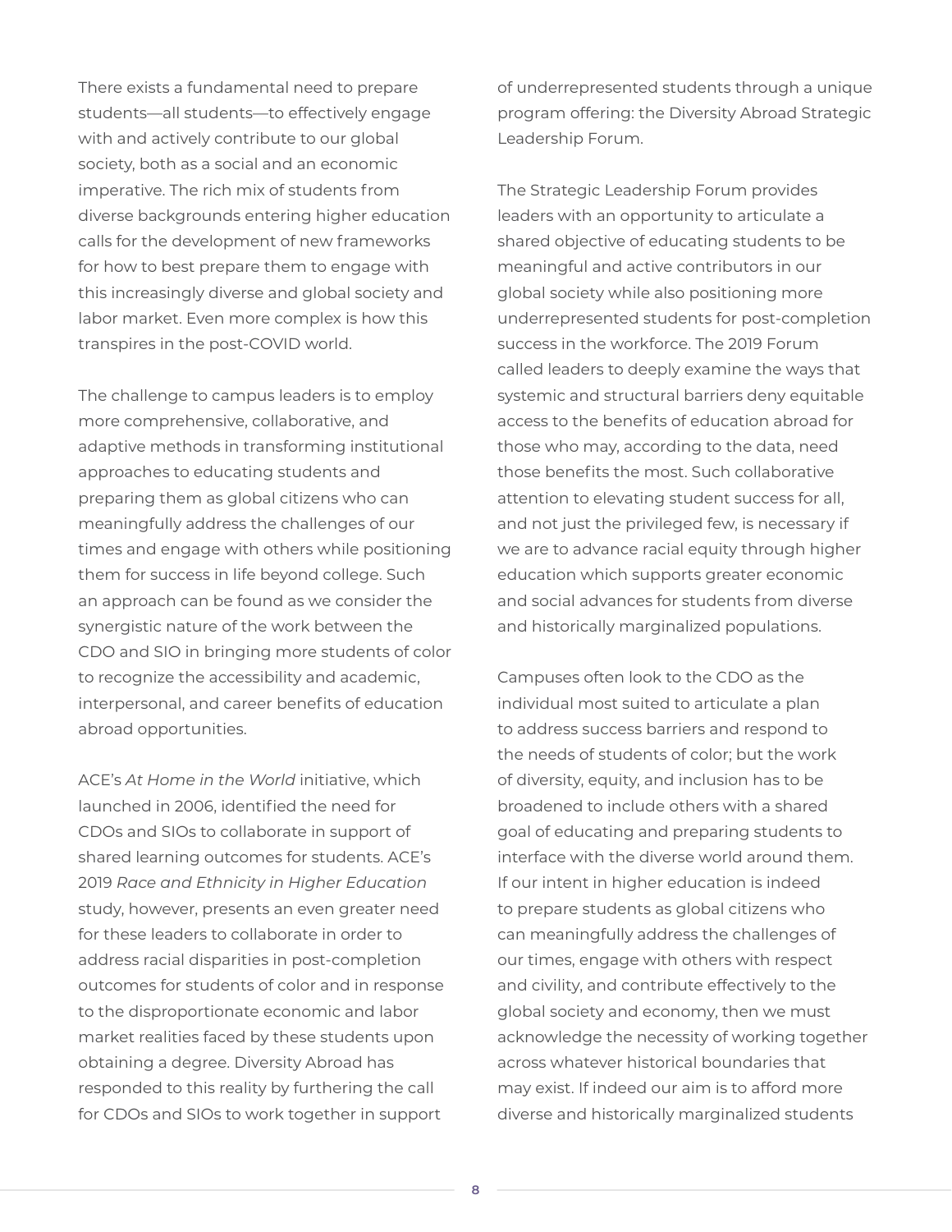There exists a fundamental need to prepare students—all students—to effectively engage with and actively contribute to our global society, both as a social and an economic imperative. The rich mix of students from diverse backgrounds entering higher education calls for the development of new frameworks for how to best prepare them to engage with this increasingly diverse and global society and labor market. Even more complex is how this transpires in the post-COVID world.

The challenge to campus leaders is to employ more comprehensive, collaborative, and adaptive methods in transforming institutional approaches to educating students and preparing them as global citizens who can meaningfully address the challenges of our times and engage with others while positioning them for success in life beyond college. Such an approach can be found as we consider the synergistic nature of the work between the CDO and SIO in bringing more students of color to recognize the accessibility and academic, interpersonal, and career benefits of education abroad opportunities.

ACE's *At Home in the World* initiative, which launched in 2006, identified the need for CDOs and SIOs to collaborate in support of shared learning outcomes for students. ACE's 2019 *Race and Ethnicity in Higher Education* study, however, presents an even greater need for these leaders to collaborate in order to address racial disparities in post-completion outcomes for students of color and in response to the disproportionate economic and labor market realities faced by these students upon obtaining a degree. Diversity Abroad has responded to this reality by furthering the call for CDOs and SIOs to work together in support of underrepresented students through a unique program offering: the Diversity Abroad Strategic Leadership Forum.

The Strategic Leadership Forum provides leaders with an opportunity to articulate a shared objective of educating students to be meaningful and active contributors in our global society while also positioning more underrepresented students for post-completion success in the workforce. The 2019 Forum called leaders to deeply examine the ways that systemic and structural barriers deny equitable access to the benefits of education abroad for those who may, according to the data, need those benefits the most. Such collaborative attention to elevating student success for all, and not just the privileged few, is necessary if we are to advance racial equity through higher education which supports greater economic and social advances for students from diverse and historically marginalized populations.

Campuses often look to the CDO as the individual most suited to articulate a plan to address success barriers and respond to the needs of students of color; but the work of diversity, equity, and inclusion has to be broadened to include others with a shared goal of educating and preparing students to interface with the diverse world around them. If our intent in higher education is indeed to prepare students as global citizens who can meaningfully address the challenges of our times, engage with others with respect and civility, and contribute effectively to the global society and economy, then we must acknowledge the necessity of working together across whatever historical boundaries that may exist. If indeed our aim is to afford more diverse and historically marginalized students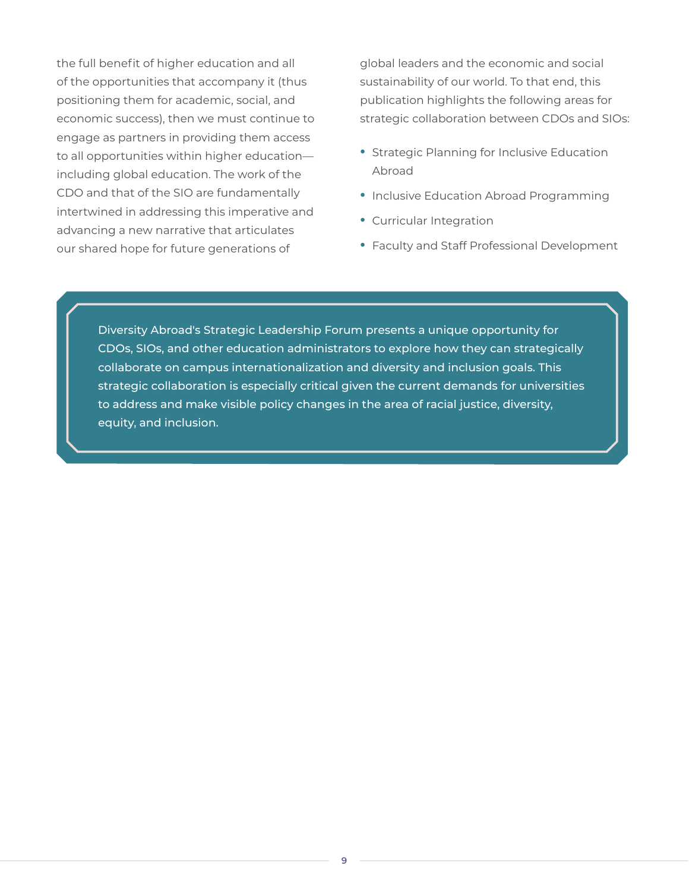the full benefit of higher education and all of the opportunities that accompany it (thus positioning them for academic, social, and economic success), then we must continue to engage as partners in providing them access to all opportunities within higher education—including global education. The work of the CDO and that of the SIO are fundamentally intertwined in addressing this imperative and advancing a new narrative that articulates our shared hope for future generations of global leaders and the economic and social sustainability of our world. To that end, this publication highlights the following areas for strategic collaboration between CDOs and SIOs:

- Strategic Planning for Inclusive Education Abroad
- Inclusive Education Abroad Programming
- Curricular Integration
- Faculty and Staff Professional Development

> Diversity Abroad's Strategic Leadership Forum presents a unique opportunity for CDOs, SIOs, and other education administrators to explore how they can strategically collaborate on campus internationalization and diversity and inclusion goals. This strategic collaboration is especially critical given the current demands for universities to address and make visible policy changes in the area of racial justice, diversity, equity, and inclusion.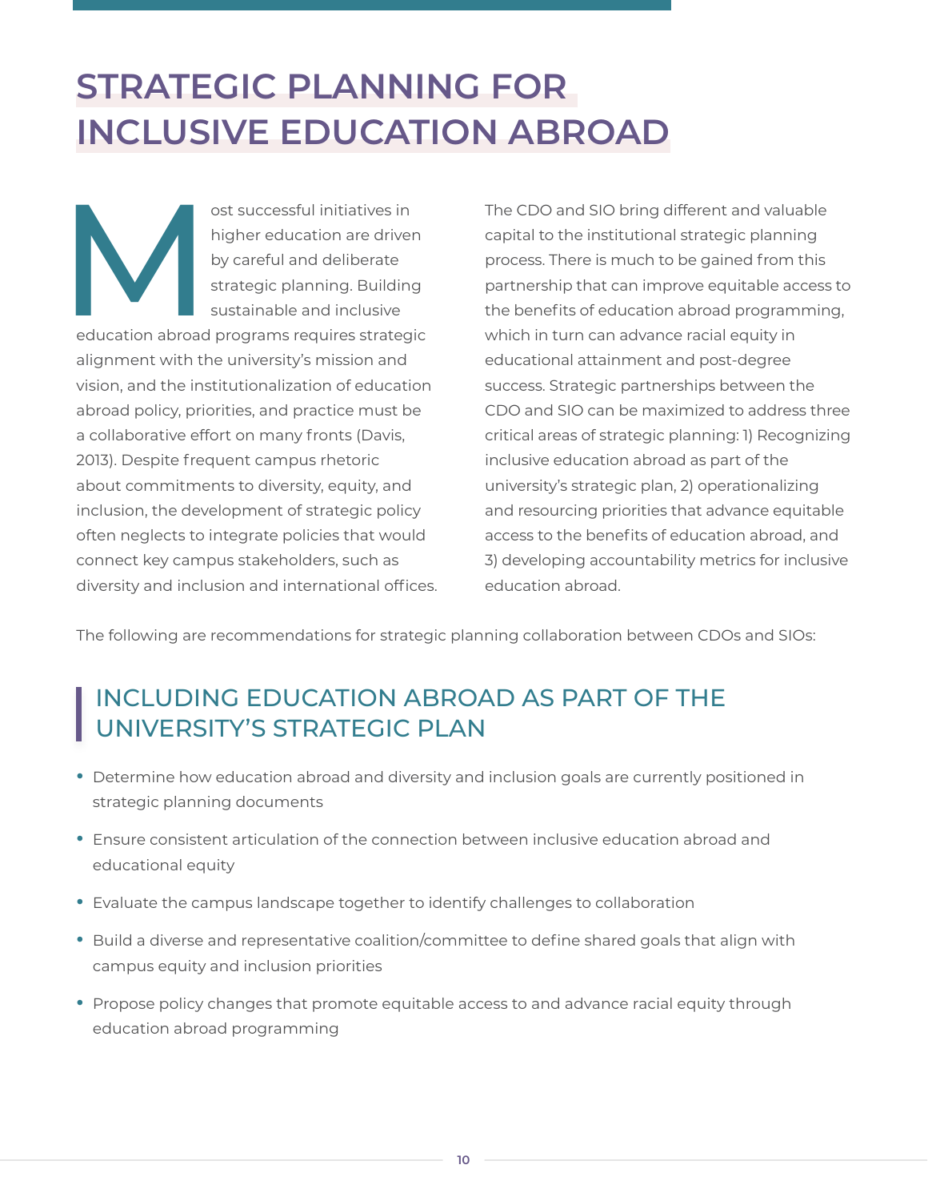# STRATEGIC PLANNING FOR INCLUSIVE EDUCATION ABROAD

Most successful initiatives in higher education are driven by careful and deliberate strategic planning. Building sustainable and inclusive education abroad programs requires strategic alignment with the university's mission and vision, and the institutionalization of education abroad policy, priorities, and practice must be a collaborative effort on many fronts (Davis, 2013). Despite frequent campus rhetoric about commitments to diversity, equity, and inclusion, the development of strategic policy often neglects to integrate policies that would connect key campus stakeholders, such as diversity and inclusion and international offices.

The CDO and SIO bring different and valuable capital to the institutional strategic planning process. There is much to be gained from this partnership that can improve equitable access to the benefits of education abroad programming, which in turn can advance racial equity in educational attainment and post-degree success. Strategic partnerships between the CDO and SIO can be maximized to address three critical areas of strategic planning: 1) Recognizing inclusive education abroad as part of the university's strategic plan, 2) operationalizing and resourcing priorities that advance equitable access to the benefits of education abroad, and 3) developing accountability metrics for inclusive education abroad.

The following are recommendations for strategic planning collaboration between CDOs and SIOs:

## INCLUDING EDUCATION ABROAD AS PART OF THE UNIVERSITY'S STRATEGIC PLAN

- Determine how education abroad and diversity and inclusion goals are currently positioned in strategic planning documents
- Ensure consistent articulation of the connection between inclusive education abroad and educational equity
- Evaluate the campus landscape together to identify challenges to collaboration
- Build a diverse and representative coalition/committee to define shared goals that align with campus equity and inclusion priorities
- Propose policy changes that promote equitable access to and advance racial equity through education abroad programming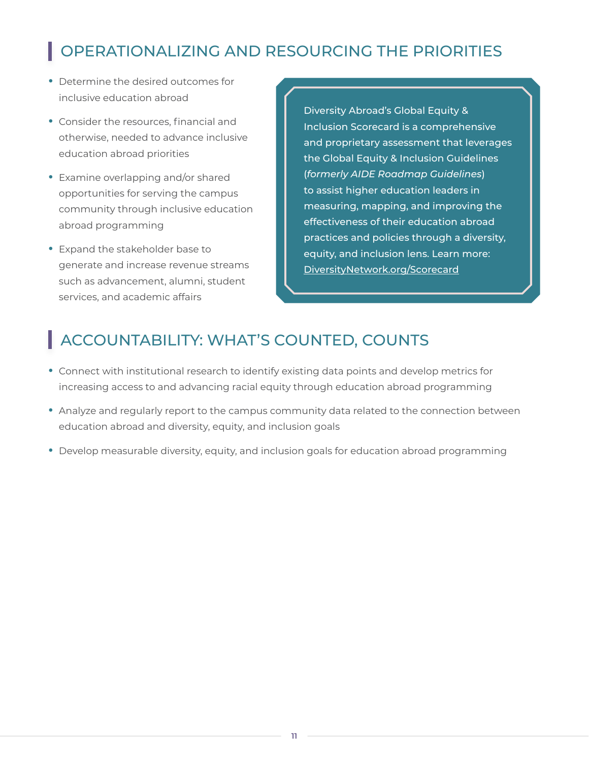## OPERATIONALIZING AND RESOURCING THE PRIORITIES

- Determine the desired outcomes for inclusive education abroad
- Consider the resources, financial and otherwise, needed to advance inclusive education abroad priorities
- Examine overlapping and/or shared opportunities for serving the campus community through inclusive education abroad programming
- Expand the stakeholder base to generate and increase revenue streams such as advancement, alumni, student services, and academic affairs

> Diversity Abroad's Global Equity & Inclusion Scorecard is a comprehensive and proprietary assessment that leverages the Global Equity & Inclusion Guidelines (*formerly AIDE Roadmap Guidelines*) to assist higher education leaders in measuring, mapping, and improving the effectiveness of their education abroad practices and policies through a diversity, equity, and inclusion lens. Learn more: DiversityNetwork.org/Scorecard

## ACCOUNTABILITY: WHAT'S COUNTED, COUNTS

- Connect with institutional research to identify existing data points and develop metrics for increasing access to and advancing racial equity through education abroad programming
- Analyze and regularly report to the campus community data related to the connection between education abroad and diversity, equity, and inclusion goals
- Develop measurable diversity, equity, and inclusion goals for education abroad programming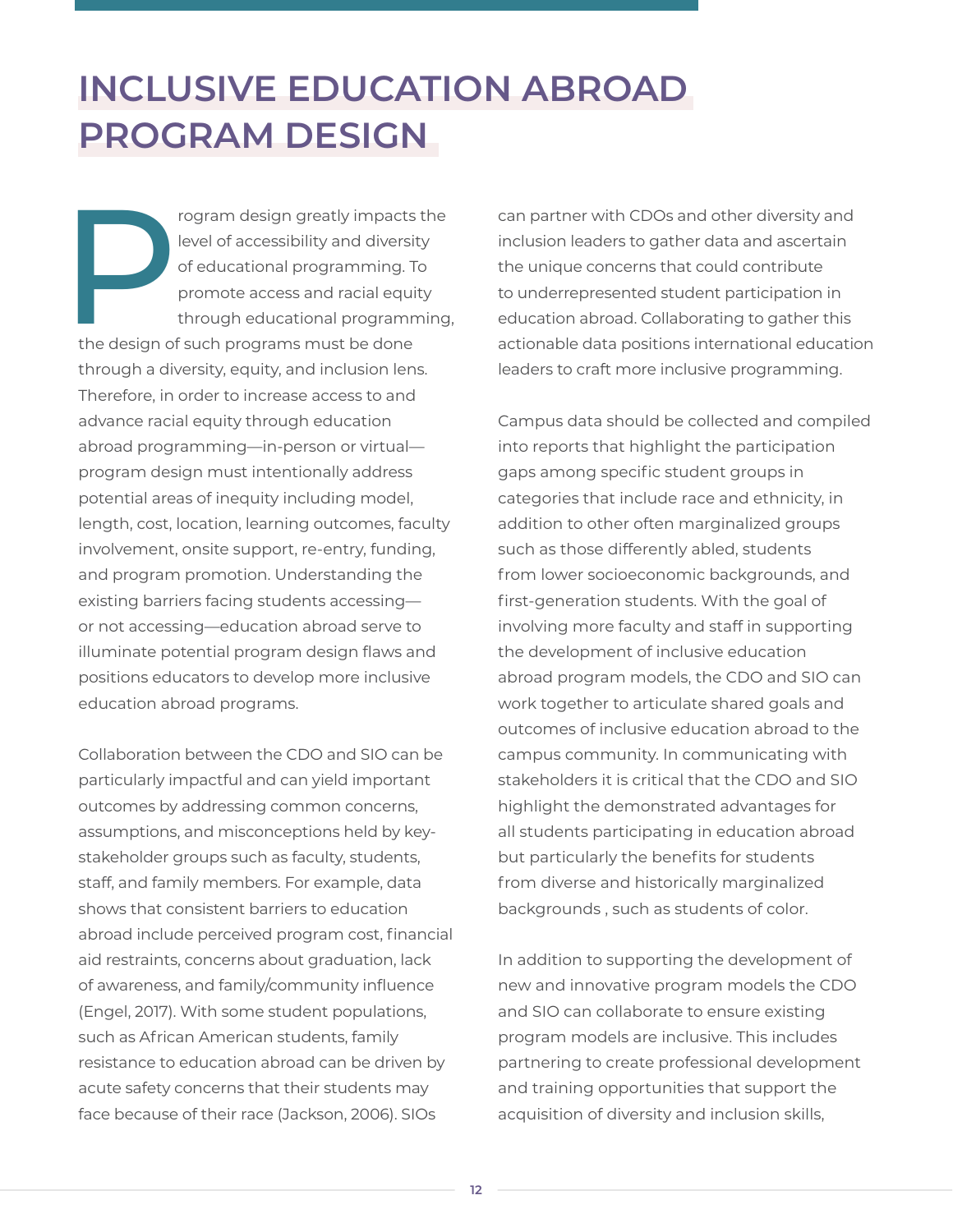# INCLUSIVE EDUCATION ABROAD PROGRAM DESIGN

Program design greatly impacts the level of accessibility and diversity of educational programming. To promote access and racial equity through educational programming, the design of such programs must be done through a diversity, equity, and inclusion lens. Therefore, in order to increase access to and advance racial equity through education abroad programming—in-person or virtual—program design must intentionally address potential areas of inequity including model, length, cost, location, learning outcomes, faculty involvement, onsite support, re-entry, funding, and program promotion. Understanding the existing barriers facing students accessing—or not accessing—education abroad serve to illuminate potential program design flaws and positions educators to develop more inclusive education abroad programs.

Collaboration between the CDO and SIO can be particularly impactful and can yield important outcomes by addressing common concerns, assumptions, and misconceptions held by key-stakeholder groups such as faculty, students, staff, and family members. For example, data shows that consistent barriers to education abroad include perceived program cost, financial aid restraints, concerns about graduation, lack of awareness, and family/community influence (Engel, 2017). With some student populations, such as African American students, family resistance to education abroad can be driven by acute safety concerns that their students may face because of their race (Jackson, 2006). SIOs can partner with CDOs and other diversity and inclusion leaders to gather data and ascertain the unique concerns that could contribute to underrepresented student participation in education abroad. Collaborating to gather this actionable data positions international education leaders to craft more inclusive programming.

Campus data should be collected and compiled into reports that highlight the participation gaps among specific student groups in categories that include race and ethnicity, in addition to other often marginalized groups such as those differently abled, students from lower socioeconomic backgrounds, and first-generation students. With the goal of involving more faculty and staff in supporting the development of inclusive education abroad program models, the CDO and SIO can work together to articulate shared goals and outcomes of inclusive education abroad to the campus community. In communicating with stakeholders it is critical that the CDO and SIO highlight the demonstrated advantages for all students participating in education abroad but particularly the benefits for students from diverse and historically marginalized backgrounds , such as students of color.

In addition to supporting the development of new and innovative program models the CDO and SIO can collaborate to ensure existing program models are inclusive. This includes partnering to create professional development and training opportunities that support the acquisition of diversity and inclusion skills,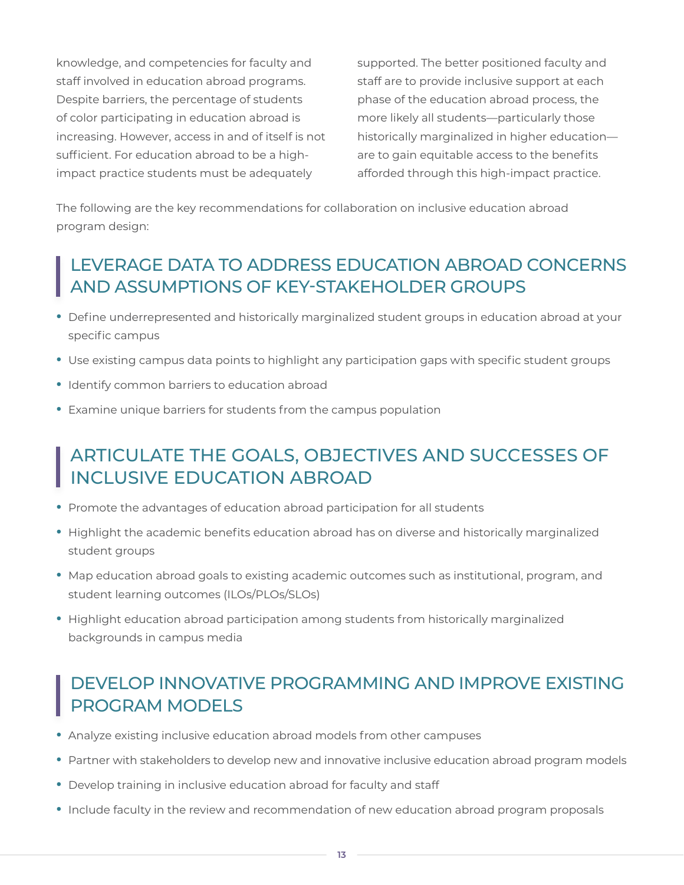knowledge, and competencies for faculty and staff involved in education abroad programs. Despite barriers, the percentage of students of color participating in education abroad is increasing. However, access in and of itself is not sufficient. For education abroad to be a high-impact practice students must be adequately supported. The better positioned faculty and staff are to provide inclusive support at each phase of the education abroad process, the more likely all students—particularly those historically marginalized in higher education—are to gain equitable access to the benefits afforded through this high-impact practice.

The following are the key recommendations for collaboration on inclusive education abroad program design:

## LEVERAGE DATA TO ADDRESS EDUCATION ABROAD CONCERNS AND ASSUMPTIONS OF KEY-STAKEHOLDER GROUPS

- Define underrepresented and historically marginalized student groups in education abroad at your specific campus
- Use existing campus data points to highlight any participation gaps with specific student groups
- Identify common barriers to education abroad
- Examine unique barriers for students from the campus population

## ARTICULATE THE GOALS, OBJECTIVES AND SUCCESSES OF INCLUSIVE EDUCATION ABROAD

- Promote the advantages of education abroad participation for all students
- Highlight the academic benefits education abroad has on diverse and historically marginalized student groups
- Map education abroad goals to existing academic outcomes such as institutional, program, and student learning outcomes (ILOs/PLOs/SLOs)
- Highlight education abroad participation among students from historically marginalized backgrounds in campus media

## DEVELOP INNOVATIVE PROGRAMMING AND IMPROVE EXISTING PROGRAM MODELS

- Analyze existing inclusive education abroad models from other campuses
- Partner with stakeholders to develop new and innovative inclusive education abroad program models
- Develop training in inclusive education abroad for faculty and staff
- Include faculty in the review and recommendation of new education abroad program proposals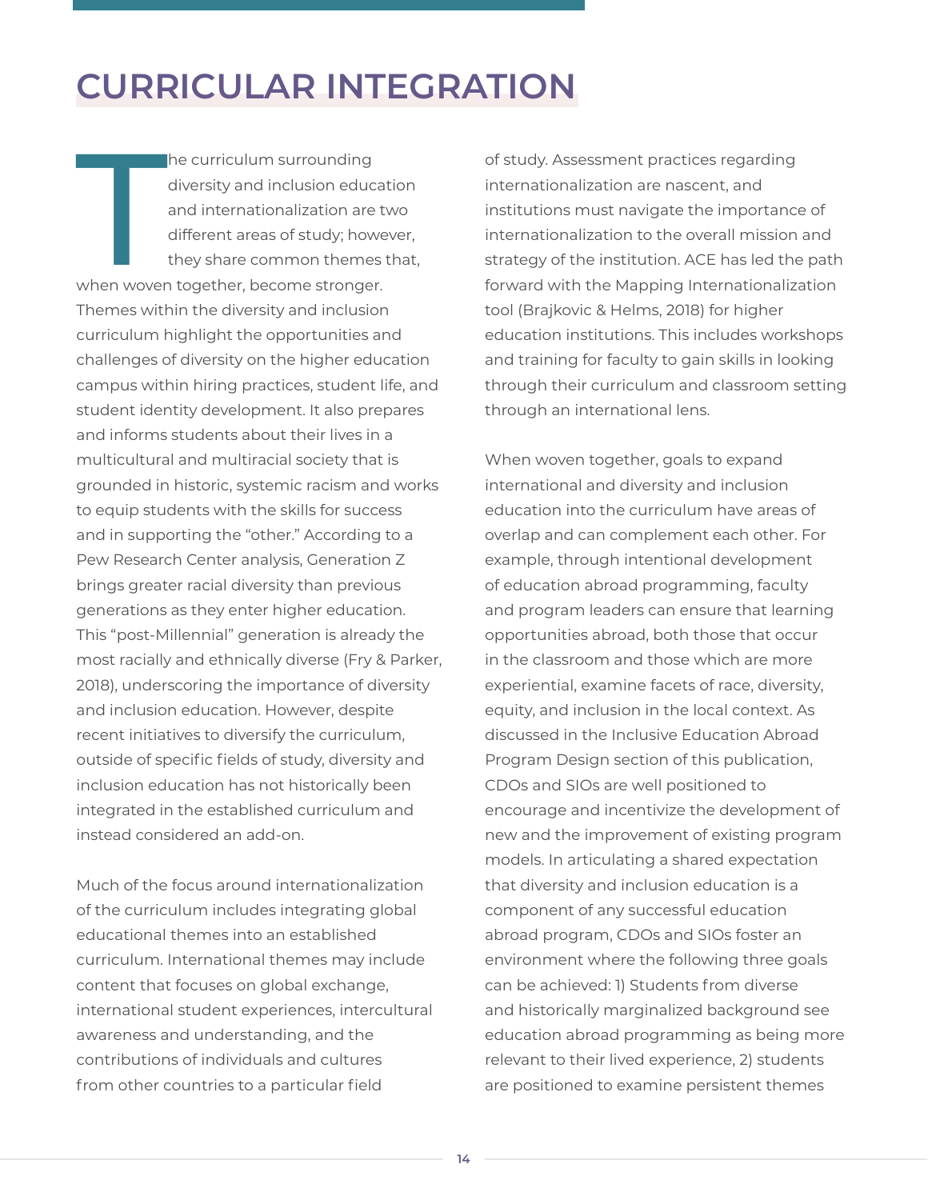# CURRICULAR INTEGRATION

The curriculum surrounding diversity and inclusion education and internationalization are two different areas of study; however, they share common themes that, when woven together, become stronger. Themes within the diversity and inclusion curriculum highlight the opportunities and challenges of diversity on the higher education campus within hiring practices, student life, and student identity development. It also prepares and informs students about their lives in a multicultural and multiracial society that is grounded in historic, systemic racism and works to equip students with the skills for success and in supporting the "other." According to a Pew Research Center analysis, Generation Z brings greater racial diversity than previous generations as they enter higher education. This "post-Millennial" generation is already the most racially and ethnically diverse (Fry & Parker, 2018), underscoring the importance of diversity and inclusion education. However, despite recent initiatives to diversify the curriculum, outside of specific fields of study, diversity and inclusion education has not historically been integrated in the established curriculum and instead considered an add-on.

Much of the focus around internationalization of the curriculum includes integrating global educational themes into an established curriculum. International themes may include content that focuses on global exchange, international student experiences, intercultural awareness and understanding, and the contributions of individuals and cultures from other countries to a particular field of study. Assessment practices regarding internationalization are nascent, and institutions must navigate the importance of internationalization to the overall mission and strategy of the institution. ACE has led the path forward with the Mapping Internationalization tool (Brajkovic & Helms, 2018) for higher education institutions. This includes workshops and training for faculty to gain skills in looking through their curriculum and classroom setting through an international lens.

When woven together, goals to expand international and diversity and inclusion education into the curriculum have areas of overlap and can complement each other. For example, through intentional development of education abroad programming, faculty and program leaders can ensure that learning opportunities abroad, both those that occur in the classroom and those which are more experiential, examine facets of race, diversity, equity, and inclusion in the local context. As discussed in the Inclusive Education Abroad Program Design section of this publication, CDOs and SIOs are well positioned to encourage and incentivize the development of new and the improvement of existing program models. In articulating a shared expectation that diversity and inclusion education is a component of any successful education abroad program, CDOs and SIOs foster an environment where the following three goals can be achieved: 1) Students from diverse and historically marginalized background see education abroad programming as being more relevant to their lived experience, 2) students are positioned to examine persistent themes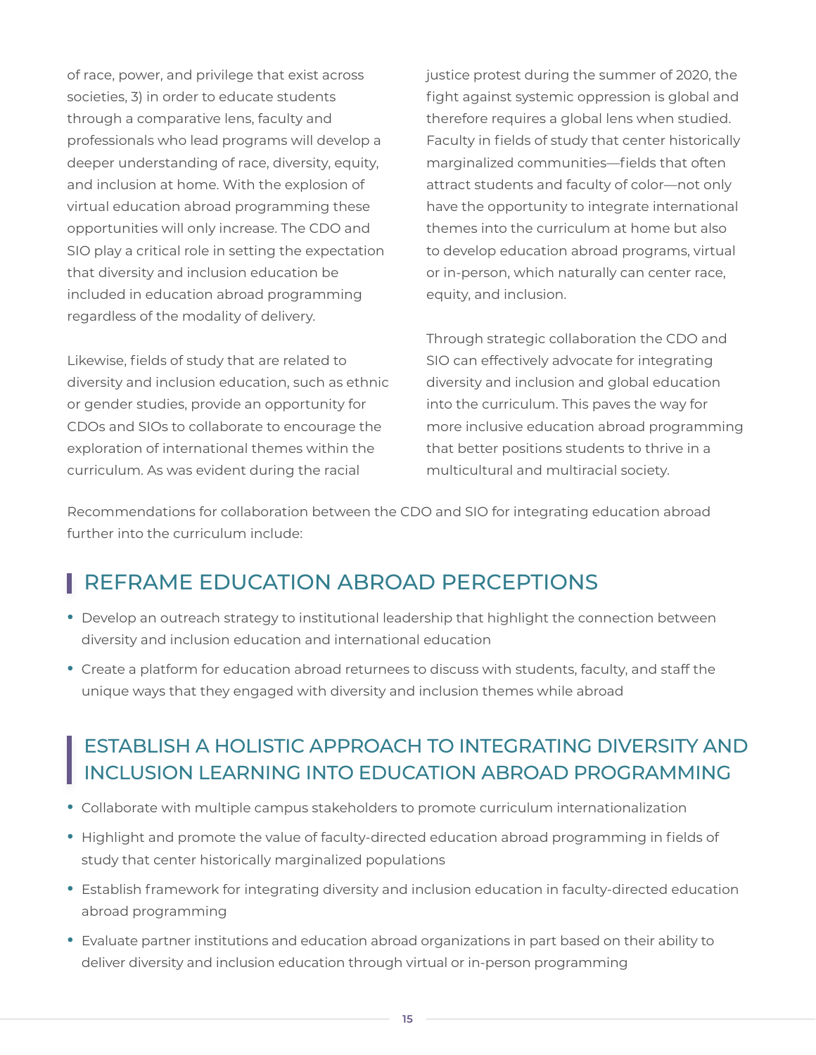of race, power, and privilege that exist across societies, 3) in order to educate students through a comparative lens, faculty and professionals who lead programs will develop a deeper understanding of race, diversity, equity, and inclusion at home. With the explosion of virtual education abroad programming these opportunities will only increase. The CDO and SIO play a critical role in setting the expectation that diversity and inclusion education be included in education abroad programming regardless of the modality of delivery.

Likewise, fields of study that are related to diversity and inclusion education, such as ethnic or gender studies, provide an opportunity for CDOs and SIOs to collaborate to encourage the exploration of international themes within the curriculum. As was evident during the racial justice protest during the summer of 2020, the fight against systemic oppression is global and therefore requires a global lens when studied. Faculty in fields of study that center historically marginalized communities—fields that often attract students and faculty of color—not only have the opportunity to integrate international themes into the curriculum at home but also to develop education abroad programs, virtual or in-person, which naturally can center race, equity, and inclusion.

Through strategic collaboration the CDO and SIO can effectively advocate for integrating diversity and inclusion and global education into the curriculum. This paves the way for more inclusive education abroad programming that better positions students to thrive in a multicultural and multiracial society.

Recommendations for collaboration between the CDO and SIO for integrating education abroad further into the curriculum include:

## REFRAME EDUCATION ABROAD PERCEPTIONS

- Develop an outreach strategy to institutional leadership that highlight the connection between diversity and inclusion education and international education
- Create a platform for education abroad returnees to discuss with students, faculty, and staff the unique ways that they engaged with diversity and inclusion themes while abroad

## ESTABLISH A HOLISTIC APPROACH TO INTEGRATING DIVERSITY AND INCLUSION LEARNING INTO EDUCATION ABROAD PROGRAMMING

- Collaborate with multiple campus stakeholders to promote curriculum internationalization
- Highlight and promote the value of faculty-directed education abroad programming in fields of study that center historically marginalized populations
- Establish framework for integrating diversity and inclusion education in faculty-directed education abroad programming
- Evaluate partner institutions and education abroad organizations in part based on their ability to deliver diversity and inclusion education through virtual or in-person programming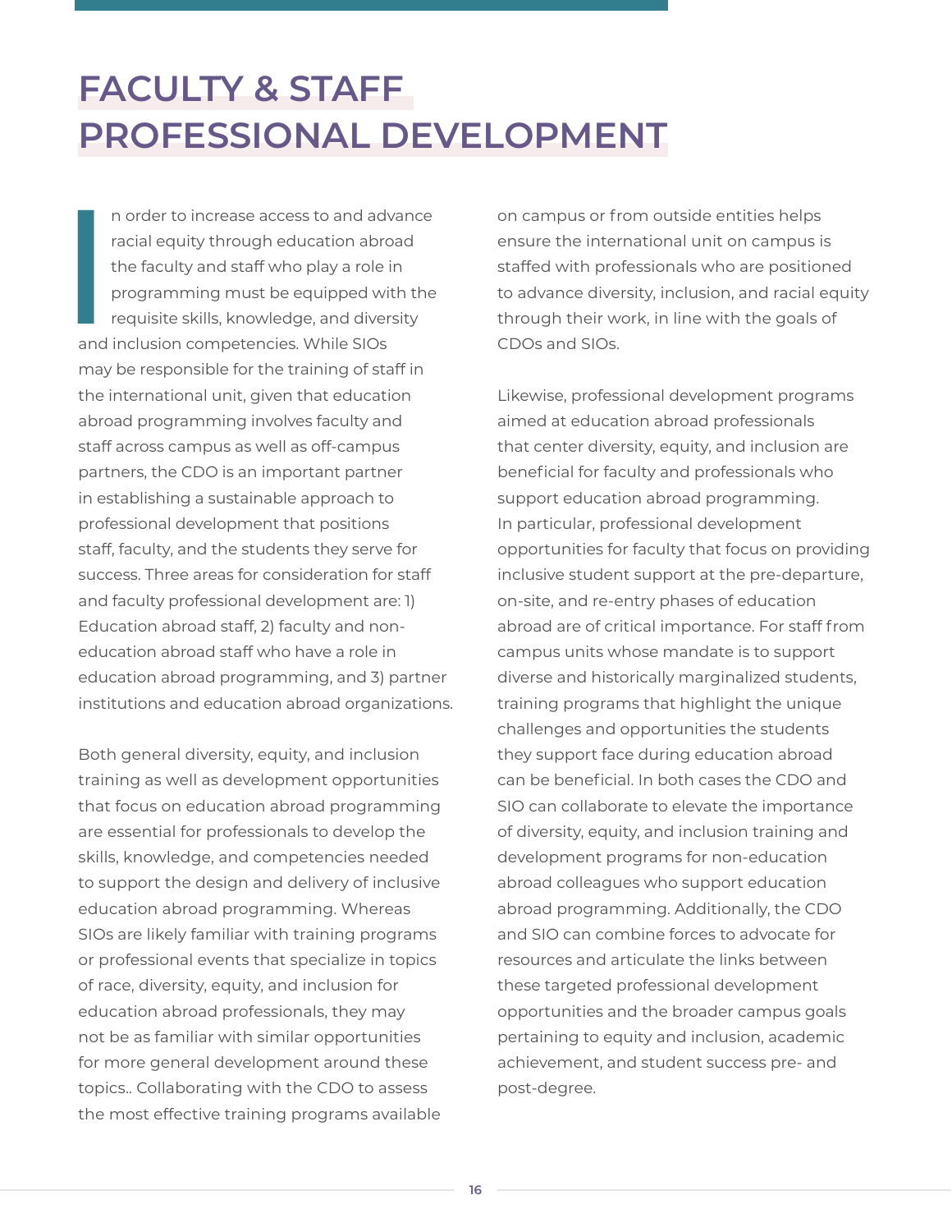# FACULTY & STAFF PROFESSIONAL DEVELOPMENT

In order to increase access to and advance racial equity through education abroad the faculty and staff who play a role in programming must be equipped with the requisite skills, knowledge, and diversity and inclusion competencies. While SIOs may be responsible for the training of staff in the international unit, given that education abroad programming involves faculty and staff across campus as well as off-campus partners, the CDO is an important partner in establishing a sustainable approach to professional development that positions staff, faculty, and the students they serve for success. Three areas for consideration for staff and faculty professional development are: 1) Education abroad staff, 2) faculty and non-education abroad staff who have a role in education abroad programming, and 3) partner institutions and education abroad organizations.

Both general diversity, equity, and inclusion training as well as development opportunities that focus on education abroad programming are essential for professionals to develop the skills, knowledge, and competencies needed to support the design and delivery of inclusive education abroad programming. Whereas SIOs are likely familiar with training programs or professional events that specialize in topics of race, diversity, equity, and inclusion for education abroad professionals, they may not be as familiar with similar opportunities for more general development around these topics.. Collaborating with the CDO to assess the most effective training programs available on campus or from outside entities helps ensure the international unit on campus is staffed with professionals who are positioned to advance diversity, inclusion, and racial equity through their work, in line with the goals of CDOs and SIOs.

Likewise, professional development programs aimed at education abroad professionals that center diversity, equity, and inclusion are beneficial for faculty and professionals who support education abroad programming. In particular, professional development opportunities for faculty that focus on providing inclusive student support at the pre-departure, on-site, and re-entry phases of education abroad are of critical importance. For staff from campus units whose mandate is to support diverse and historically marginalized students, training programs that highlight the unique challenges and opportunities the students they support face during education abroad can be beneficial. In both cases the CDO and SIO can collaborate to elevate the importance of diversity, equity, and inclusion training and development programs for non-education abroad colleagues who support education abroad programming. Additionally, the CDO and SIO can combine forces to advocate for resources and articulate the links between these targeted professional development opportunities and the broader campus goals pertaining to equity and inclusion, academic achievement, and student success pre- and post-degree.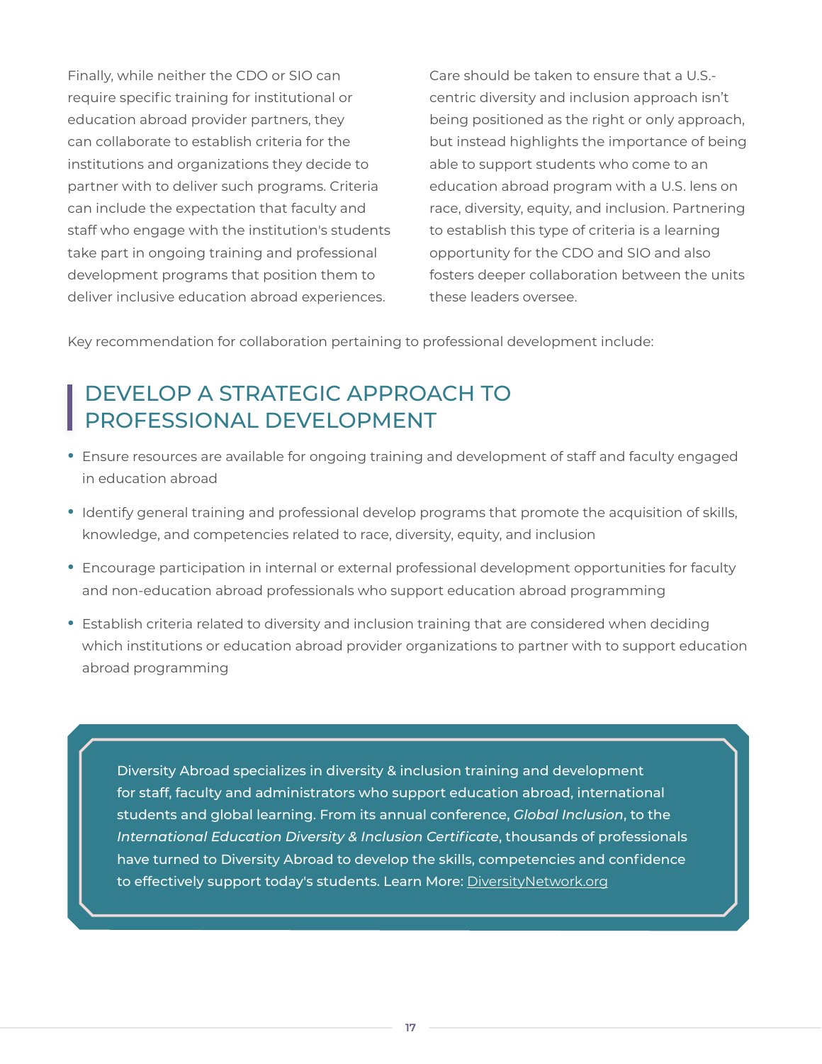Finally, while neither the CDO or SIO can require specific training for institutional or education abroad provider partners, they can collaborate to establish criteria for the institutions and organizations they decide to partner with to deliver such programs. Criteria can include the expectation that faculty and staff who engage with the institution's students take part in ongoing training and professional development programs that position them to deliver inclusive education abroad experiences. Care should be taken to ensure that a U.S.-centric diversity and inclusion approach isn't being positioned as the right or only approach, but instead highlights the importance of being able to support students who come to an education abroad program with a U.S. lens on race, diversity, equity, and inclusion. Partnering to establish this type of criteria is a learning opportunity for the CDO and SIO and also fosters deeper collaboration between the units these leaders oversee.

Key recommendation for collaboration pertaining to professional development include:

## DEVELOP A STRATEGIC APPROACH TO PROFESSIONAL DEVELOPMENT

- Ensure resources are available for ongoing training and development of staff and faculty engaged in education abroad
- Identify general training and professional develop programs that promote the acquisition of skills, knowledge, and competencies related to race, diversity, equity, and inclusion
- Encourage participation in internal or external professional development opportunities for faculty and non-education abroad professionals who support education abroad programming
- Establish criteria related to diversity and inclusion training that are considered when deciding which institutions or education abroad provider organizations to partner with to support education abroad programming

Diversity Abroad specializes in diversity & inclusion training and development for staff, faculty and administrators who support education abroad, international students and global learning. From its annual conference, *Global Inclusion*, to the *International Education Diversity & Inclusion Certificate*, thousands of professionals have turned to Diversity Abroad to develop the skills, competencies and confidence to effectively support today's students. Learn More: DiversityNetwork.org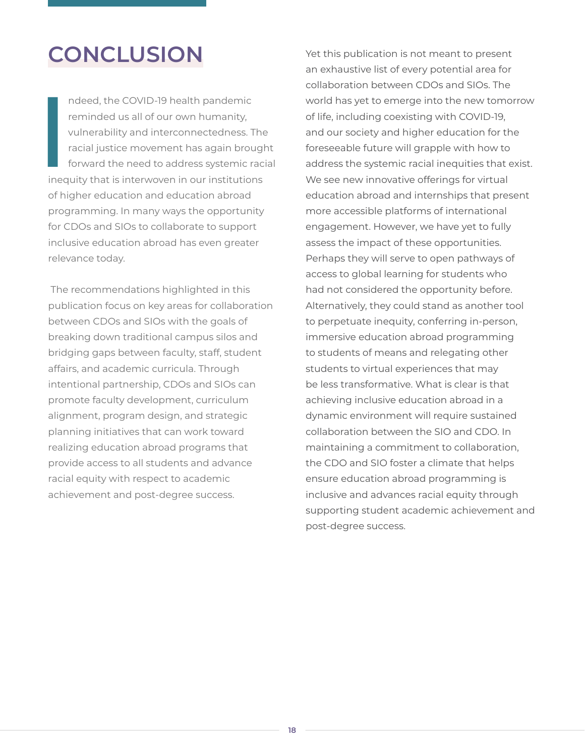# CONCLUSION

Indeed, the COVID-19 health pandemic reminded us all of our own humanity, vulnerability and interconnectedness. The racial justice movement has again brought forward the need to address systemic racial inequity that is interwoven in our institutions of higher education and education abroad programming. In many ways the opportunity for CDOs and SIOs to collaborate to support inclusive education abroad has even greater relevance today.

The recommendations highlighted in this publication focus on key areas for collaboration between CDOs and SIOs with the goals of breaking down traditional campus silos and bridging gaps between faculty, staff, student affairs, and academic curricula. Through intentional partnership, CDOs and SIOs can promote faculty development, curriculum alignment, program design, and strategic planning initiatives that can work toward realizing education abroad programs that provide access to all students and advance racial equity with respect to academic achievement and post-degree success.

Yet this publication is not meant to present an exhaustive list of every potential area for collaboration between CDOs and SIOs. The world has yet to emerge into the new tomorrow of life, including coexisting with COVID-19, and our society and higher education for the foreseeable future will grapple with how to address the systemic racial inequities that exist. We see new innovative offerings for virtual education abroad and internships that present more accessible platforms of international engagement. However, we have yet to fully assess the impact of these opportunities. Perhaps they will serve to open pathways of access to global learning for students who had not considered the opportunity before. Alternatively, they could stand as another tool to perpetuate inequity, conferring in-person, immersive education abroad programming to students of means and relegating other students to virtual experiences that may be less transformative. What is clear is that achieving inclusive education abroad in a dynamic environment will require sustained collaboration between the SIO and CDO. In maintaining a commitment to collaboration, the CDO and SIO foster a climate that helps ensure education abroad programming is inclusive and advances racial equity through supporting student academic achievement and post-degree success.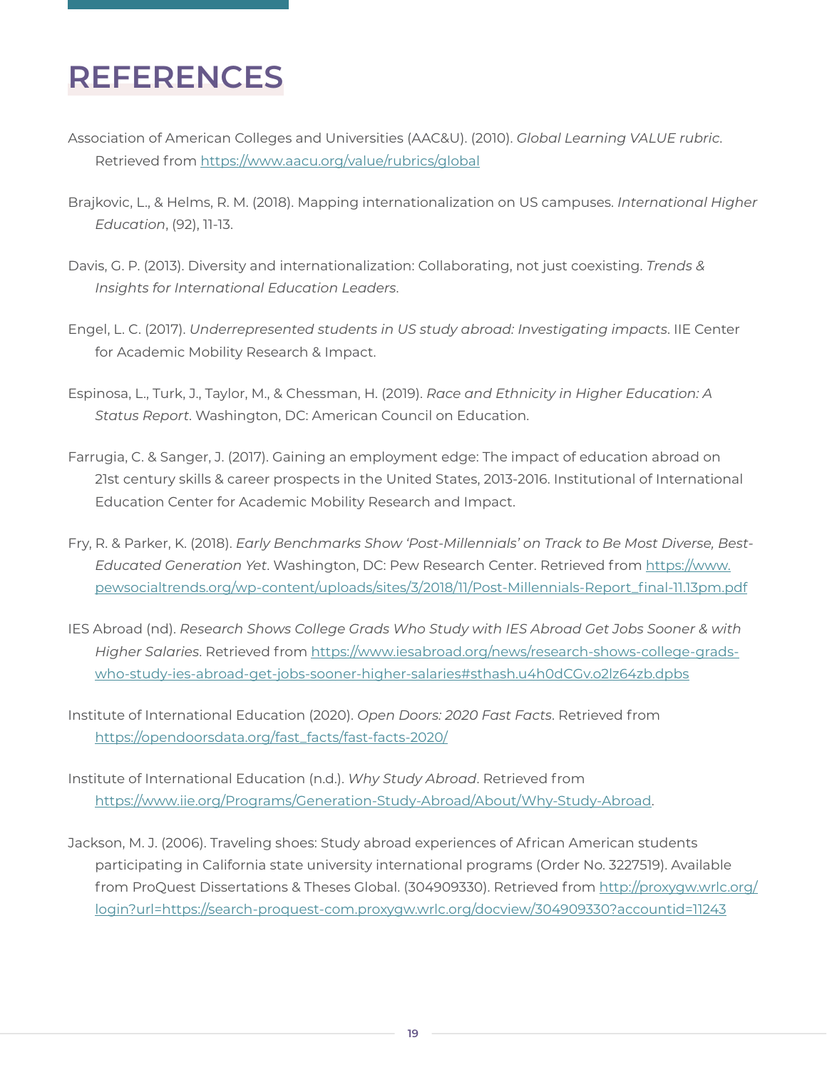# REFERENCES

Association of American Colleges and Universities (AAC&U). (2010). *Global Learning VALUE rubric*. Retrieved from https://www.aacu.org/value/rubrics/global

Brajkovic, L., & Helms, R. M. (2018). Mapping internationalization on US campuses. *International Higher Education*, (92), 11-13.

Davis, G. P. (2013). Diversity and internationalization: Collaborating, not just coexisting. *Trends & Insights for International Education Leaders*.

Engel, L. C. (2017). *Underrepresented students in US study abroad: Investigating impacts*. IIE Center for Academic Mobility Research & Impact.

Espinosa, L., Turk, J., Taylor, M., & Chessman, H. (2019). *Race and Ethnicity in Higher Education: A Status Report*. Washington, DC: American Council on Education.

Farrugia, C. & Sanger, J. (2017). Gaining an employment edge: The impact of education abroad on 21st century skills & career prospects in the United States, 2013-2016. Institutional of International Education Center for Academic Mobility Research and Impact.

Fry, R. & Parker, K. (2018). *Early Benchmarks Show 'Post-Millennials' on Track to Be Most Diverse, Best-Educated Generation Yet*. Washington, DC: Pew Research Center. Retrieved from https://www.pewsocialtrends.org/wp-content/uploads/sites/3/2018/11/Post-Millennials-Report_final-11.13pm.pdf

IES Abroad (nd). *Research Shows College Grads Who Study with IES Abroad Get Jobs Sooner & with Higher Salaries*. Retrieved from https://www.iesabroad.org/news/research-shows-college-grads-who-study-ies-abroad-get-jobs-sooner-higher-salaries#sthash.u4h0dCGv.o2lz64zb.dpbs

Institute of International Education (2020). *Open Doors: 2020 Fast Facts*. Retrieved from https://opendoorsdata.org/fast_facts/fast-facts-2020/

Institute of International Education (n.d.). *Why Study Abroad*. Retrieved from https://www.iie.org/Programs/Generation-Study-Abroad/About/Why-Study-Abroad.

Jackson, M. J. (2006). Traveling shoes: Study abroad experiences of African American students participating in California state university international programs (Order No. 3227519). Available from ProQuest Dissertations & Theses Global. (304909330). Retrieved from http://proxygw.wrlc.org/login?url=https://search-proquest-com.proxygw.wrlc.org/docview/304909330?accountid=11243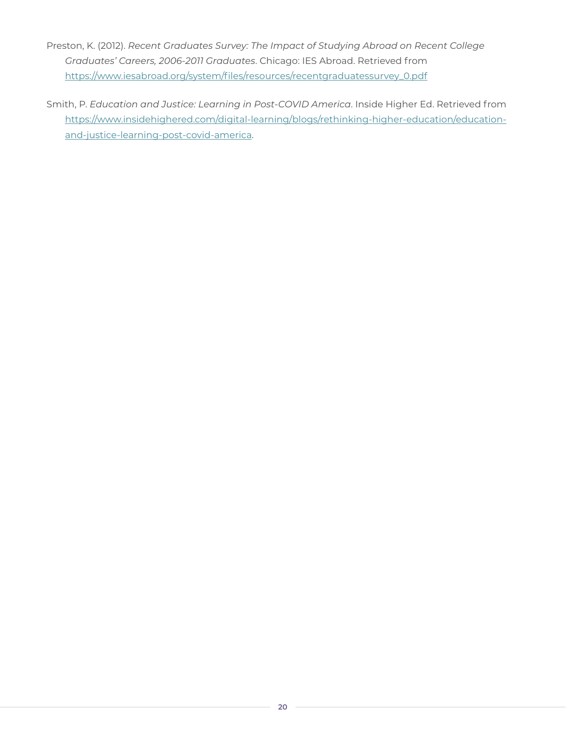Preston, K. (2012). *Recent Graduates Survey: The Impact of Studying Abroad on Recent College Graduates' Careers, 2006-2011 Graduates*. Chicago: IES Abroad. Retrieved from https://www.iesabroad.org/system/files/resources/recentgraduatessurvey_0.pdf

Smith, P. *Education and Justice: Learning in Post-COVID America*. Inside Higher Ed. Retrieved from https://www.insidehighered.com/digital-learning/blogs/rethinking-higher-education/education-and-justice-learning-post-covid-america.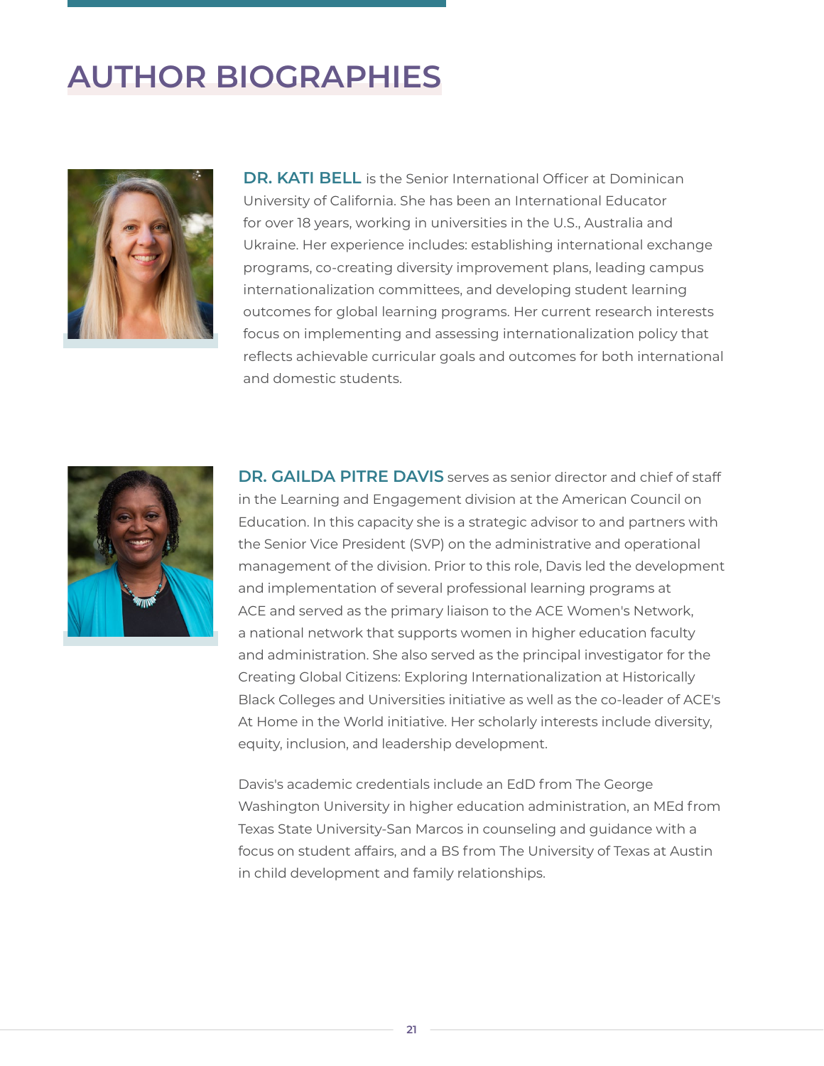# AUTHOR BIOGRAPHIES

**DR. KATI BELL** is the Senior International Officer at Dominican University of California. She has been an International Educator for over 18 years, working in universities in the U.S., Australia and Ukraine. Her experience includes: establishing international exchange programs, co-creating diversity improvement plans, leading campus internationalization committees, and developing student learning outcomes for global learning programs. Her current research interests focus on implementing and assessing internationalization policy that reflects achievable curricular goals and outcomes for both international and domestic students.

**DR. GAILDA PITRE DAVIS** serves as senior director and chief of staff in the Learning and Engagement division at the American Council on Education. In this capacity she is a strategic advisor to and partners with the Senior Vice President (SVP) on the administrative and operational management of the division. Prior to this role, Davis led the development and implementation of several professional learning programs at ACE and served as the primary liaison to the ACE Women's Network, a national network that supports women in higher education faculty and administration. She also served as the principal investigator for the Creating Global Citizens: Exploring Internationalization at Historically Black Colleges and Universities initiative as well as the co-leader of ACE's At Home in the World initiative. Her scholarly interests include diversity, equity, inclusion, and leadership development.

Davis's academic credentials include an EdD from The George Washington University in higher education administration, an MEd from Texas State University-San Marcos in counseling and guidance with a focus on student affairs, and a BS from The University of Texas at Austin in child development and family relationships.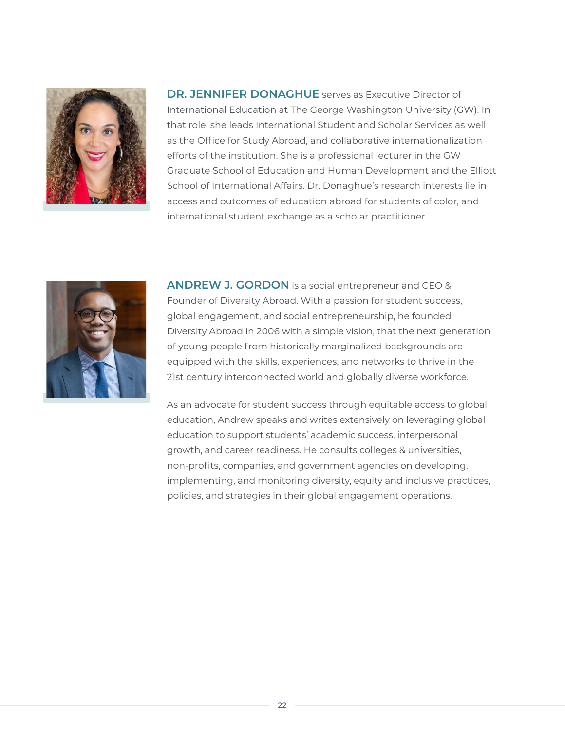**DR. JENNIFER DONAGHUE** serves as Executive Director of International Education at The George Washington University (GW). In that role, she leads International Student and Scholar Services as well as the Office for Study Abroad, and collaborative internationalization efforts of the institution. She is a professional lecturer in the GW Graduate School of Education and Human Development and the Elliott School of International Affairs. Dr. Donaghue's research interests lie in access and outcomes of education abroad for students of color, and international student exchange as a scholar practitioner.

**ANDREW J. GORDON** is a social entrepreneur and CEO & Founder of Diversity Abroad. With a passion for student success, global engagement, and social entrepreneurship, he founded Diversity Abroad in 2006 with a simple vision, that the next generation of young people from historically marginalized backgrounds are equipped with the skills, experiences, and networks to thrive in the 21st century interconnected world and globally diverse workforce.

As an advocate for student success through equitable access to global education, Andrew speaks and writes extensively on leveraging global education to support students' academic success, interpersonal growth, and career readiness. He consults colleges & universities, non-profits, companies, and government agencies on developing, implementing, and monitoring diversity, equity and inclusive practices, policies, and strategies in their global engagement operations.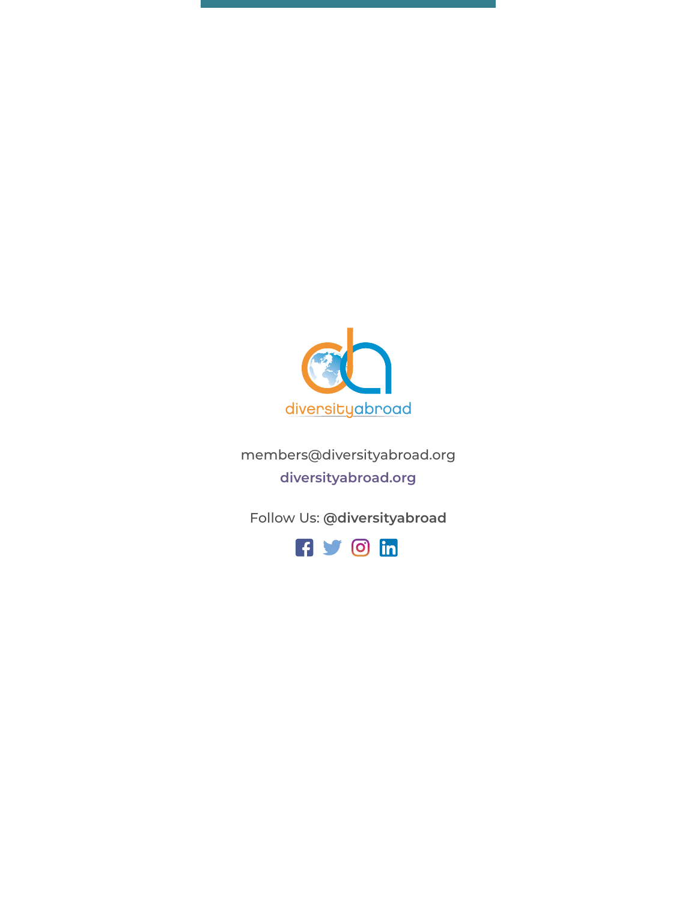diversityabroad

members@diversityabroad.org

**diversityabroad.org**

Follow Us: **@diversityabroad**